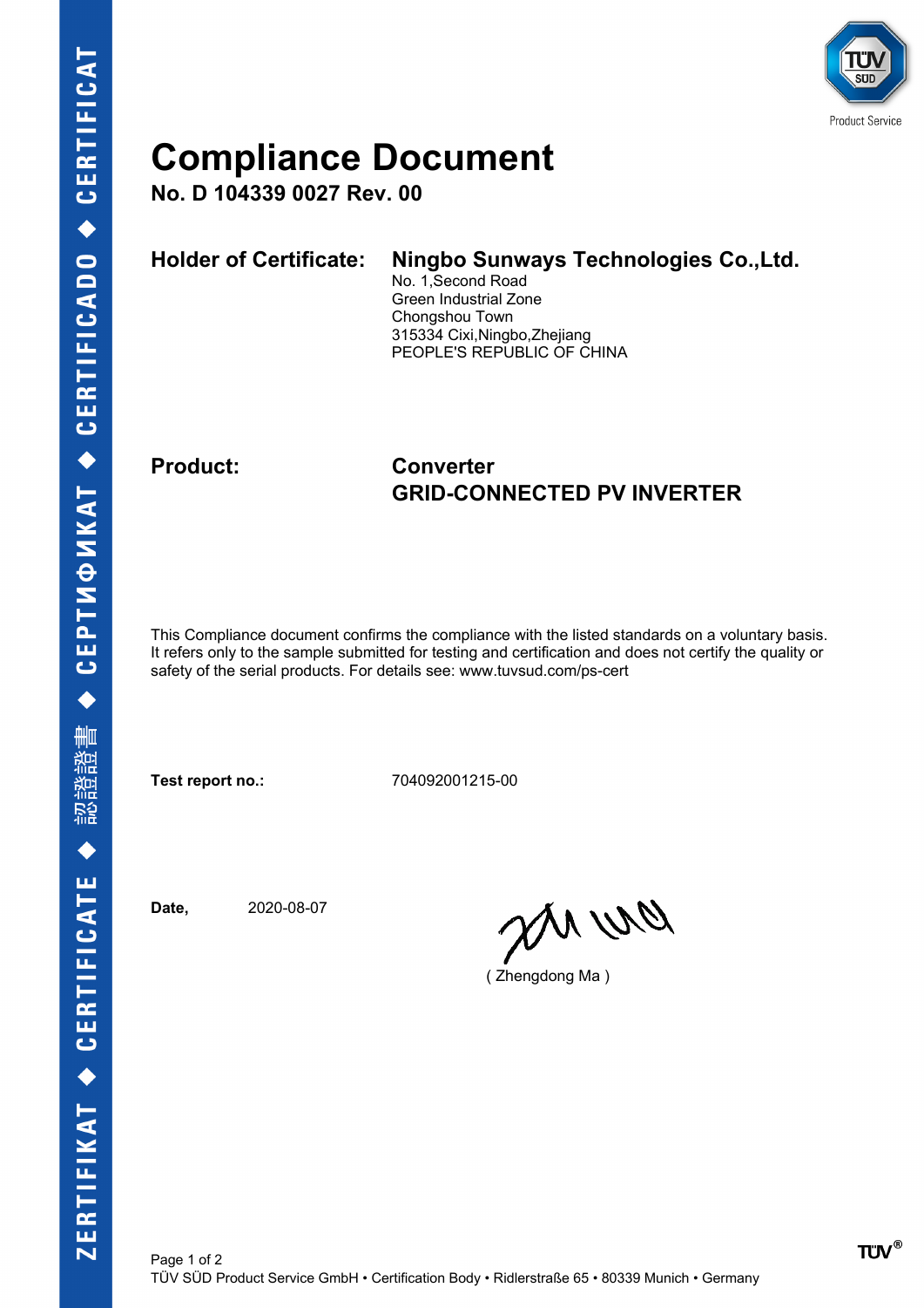# Compliance Document

**No. D 104339 0027 Rev. 00**

**Holder of Certificate:** **Ningbo Sunways Technologies Co.,Ltd.**
No. 1,Second Road
Green Industrial Zone
Chongshou Town
315334 Cixi,Ningbo,Zhejiang
PEOPLE'S REPUBLIC OF CHINA

**Product:** **Converter**
**GRID-CONNECTED PV INVERTER**

This Compliance document confirms the compliance with the listed standards on a voluntary basis. It refers only to the sample submitted for testing and certification and does not certify the quality or safety of the serial products. For details see: www.tuvsud.com/ps-cert

**Test report no.:** 704092001215-00

**Date,** 2020-08-07

( Zhengdong Ma )

TÜV SÜD Product Service GmbH • Certification Body • Ridlerstraße 65 • 80339 Munich • Germany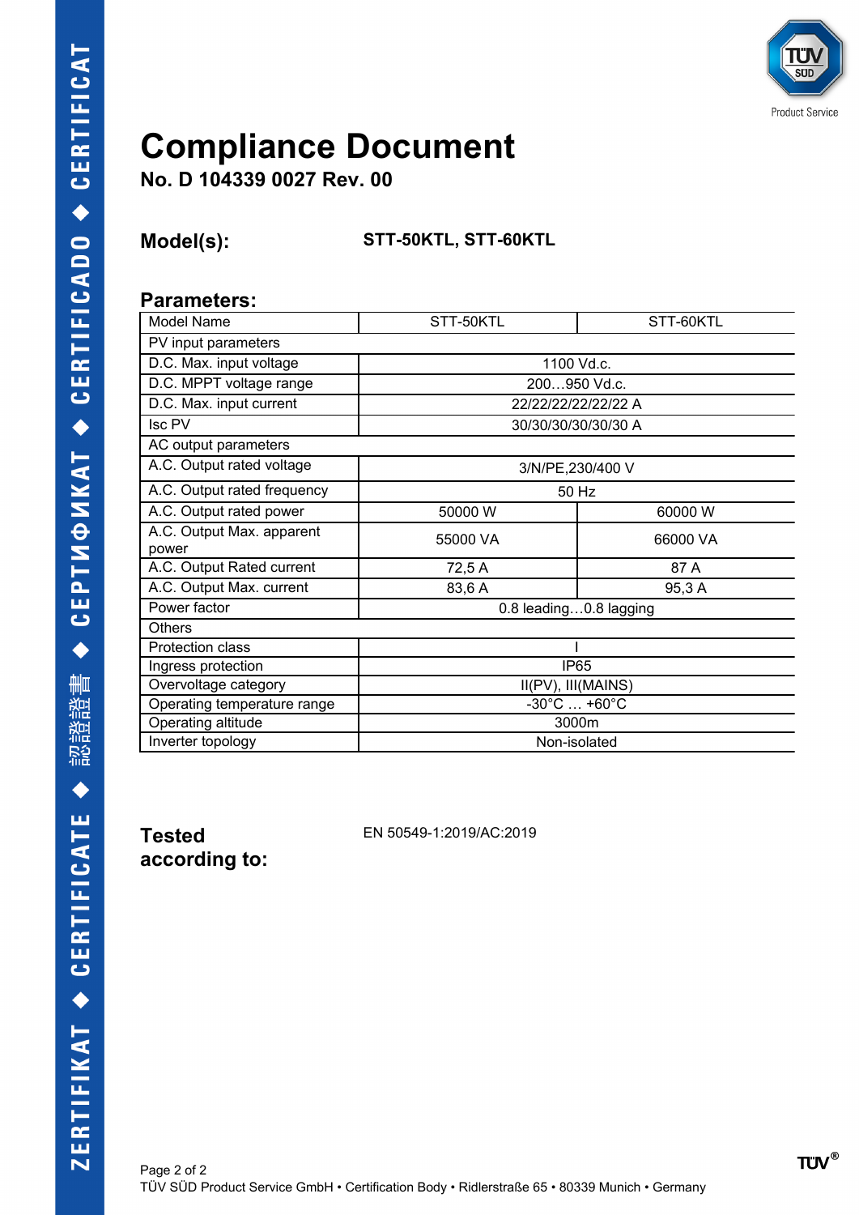# Compliance Document

**No. D 104339 0027 Rev. 00**

**Model(s):** **STT-50KTL, STT-60KTL**

## Parameters:

| Model Name | STT-50KTL | STT-60KTL |
|---|---|---|
| PV input parameters | | |
| D.C. Max. input voltage | 1100 Vd.c. | |
| D.C. MPPT voltage range | 200…950 Vd.c. | |
| D.C. Max. input current | 22/22/22/22/22/22 A | |
| Isc PV | 30/30/30/30/30/30 A | |
| AC output parameters | | |
| A.C. Output rated voltage | 3/N/PE,230/400 V | |
| A.C. Output rated frequency | 50 Hz | |
| A.C. Output rated power | 50000 W | 60000 W |
| A.C. Output Max. apparent power | 55000 VA | 66000 VA |
| A.C. Output Rated current | 72,5 A | 87 A |
| A.C. Output Max. current | 83,6 A | 95,3 A |
| Power factor | 0.8 leading…0.8 lagging | |
| Others | | |
| Protection class | I | |
| Ingress protection | IP65 | |
| Overvoltage category | II(PV), III(MAINS) | |
| Operating temperature range | -30°C … +60°C | |
| Operating altitude | 3000m | |
| Inverter topology | Non-isolated | |

**Tested according to:** EN 50549-1:2019/AC:2019

TÜV SÜD Product Service GmbH • Certification Body • Ridlerstraße 65 • 80339 Munich • Germany